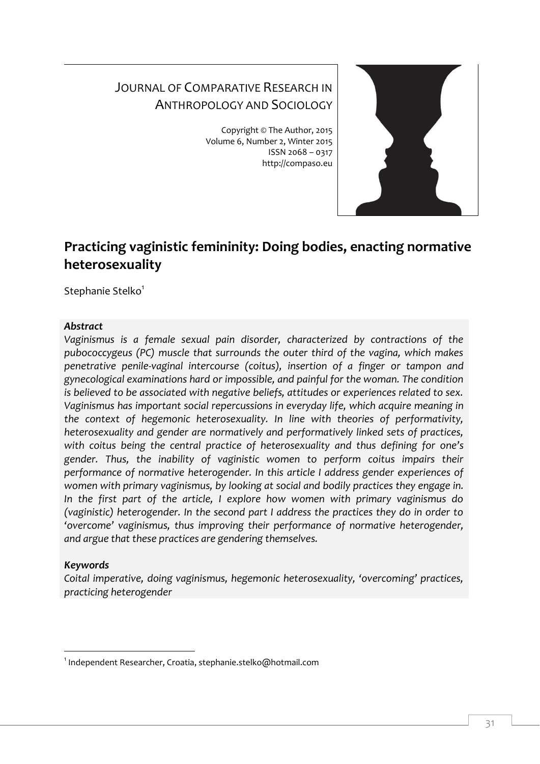JOURNAL OF COMPARATIVE RESEARCH IN ANTHROPOLOGY AND SOCIOLOGY

Copyright © The Author, 2015
Volume 6, Number 2, Winter 2015
ISSN 2068 – 0317
http://compaso.eu

# Practicing vaginistic femininity: Doing bodies, enacting normative heterosexuality

Stephanie Stelko[1]

***Abstract***

*Vaginismus is a female sexual pain disorder, characterized by contractions of the pubococcygeus (PC) muscle that surrounds the outer third of the vagina, which makes penetrative penile-vaginal intercourse (coitus), insertion of a finger or tampon and gynecological examinations hard or impossible, and painful for the woman. The condition is believed to be associated with negative beliefs, attitudes or experiences related to sex. Vaginismus has important social repercussions in everyday life, which acquire meaning in the context of hegemonic heterosexuality. In line with theories of performativity, heterosexuality and gender are normatively and performatively linked sets of practices, with coitus being the central practice of heterosexuality and thus defining for one's gender. Thus, the inability of vaginistic women to perform coitus impairs their performance of normative heterogender. In this article I address gender experiences of women with primary vaginismus, by looking at social and bodily practices they engage in. In the first part of the article, I explore how women with primary vaginismus do (vaginistic) heterogender. In the second part I address the practices they do in order to 'overcome' vaginismus, thus improving their performance of normative heterogender, and argue that these practices are gendering themselves.*

***Keywords***

*Coital imperative, doing vaginismus, hegemonic heterosexuality, 'overcoming' practices, practicing heterogender*

---

[1] Independent Researcher, Croatia, stephanie.stelko@hotmail.com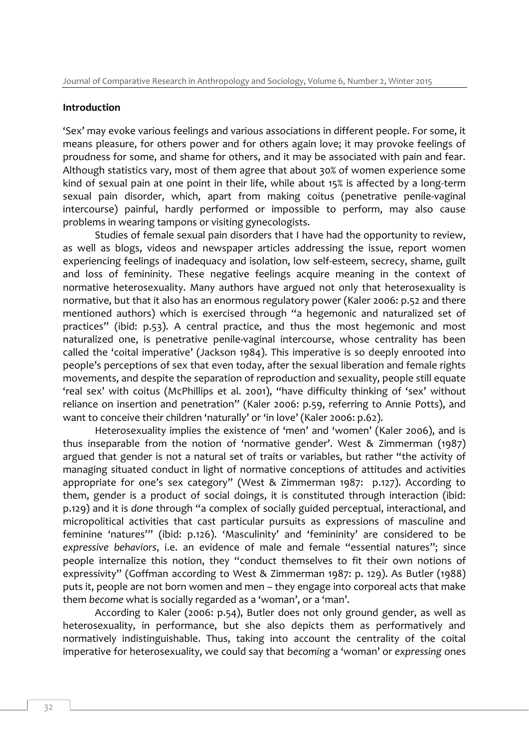## Introduction

'Sex' may evoke various feelings and various associations in different people. For some, it means pleasure, for others power and for others again love; it may provoke feelings of proudness for some, and shame for others, and it may be associated with pain and fear. Although statistics vary, most of them agree that about 30% of women experience some kind of sexual pain at one point in their life, while about 15% is affected by a long-term sexual pain disorder, which, apart from making coitus (penetrative penile-vaginal intercourse) painful, hardly performed or impossible to perform, may also cause problems in wearing tampons or visiting gynecologists.

Studies of female sexual pain disorders that I have had the opportunity to review, as well as blogs, videos and newspaper articles addressing the issue, report women experiencing feelings of inadequacy and isolation, low self-esteem, secrecy, shame, guilt and loss of femininity. These negative feelings acquire meaning in the context of normative heterosexuality. Many authors have argued not only that heterosexuality is normative, but that it also has an enormous regulatory power (Kaler 2006: p.52 and there mentioned authors) which is exercised through "a hegemonic and naturalized set of practices" (ibid: p.53). A central practice, and thus the most hegemonic and most naturalized one, is penetrative penile-vaginal intercourse, whose centrality has been called the 'coital imperative' (Jackson 1984). This imperative is so deeply enrooted into people's perceptions of sex that even today, after the sexual liberation and female rights movements, and despite the separation of reproduction and sexuality, people still equate 'real sex' with coitus (McPhillips et al. 2001), "have difficulty thinking of 'sex' without reliance on insertion and penetration" (Kaler 2006: p.59, referring to Annie Potts), and want to conceive their children 'naturally' or 'in love' (Kaler 2006: p.62).

Heterosexuality implies the existence of 'men' and 'women' (Kaler 2006), and is thus inseparable from the notion of 'normative gender'. West & Zimmerman (1987) argued that gender is not a natural set of traits or variables, but rather "the activity of managing situated conduct in light of normative conceptions of attitudes and activities appropriate for one's sex category" (West & Zimmerman 1987: p.127). According to them, gender is a product of social doings, it is constituted through interaction (ibid: p.129) and it is *done* through "a complex of socially guided perceptual, interactional, and micropolitical activities that cast particular pursuits as expressions of masculine and feminine 'natures'" (ibid: p.126). 'Masculinity' and 'femininity' are considered to be *expressive behaviors*, i.e. an evidence of male and female "essential natures"; since people internalize this notion, they "conduct themselves to fit their own notions of expressivity" (Goffman according to West & Zimmerman 1987: p. 129). As Butler (1988) puts it, people are not born women and men – they engage into corporeal acts that make them *become* what is socially regarded as a 'woman', or a 'man'.

According to Kaler (2006: p.54), Butler does not only ground gender, as well as heterosexuality, in performance, but she also depicts them as performatively and normatively indistinguishable. Thus, taking into account the centrality of the coital imperative for heterosexuality, we could say that *becoming* a 'woman' or *expressing* ones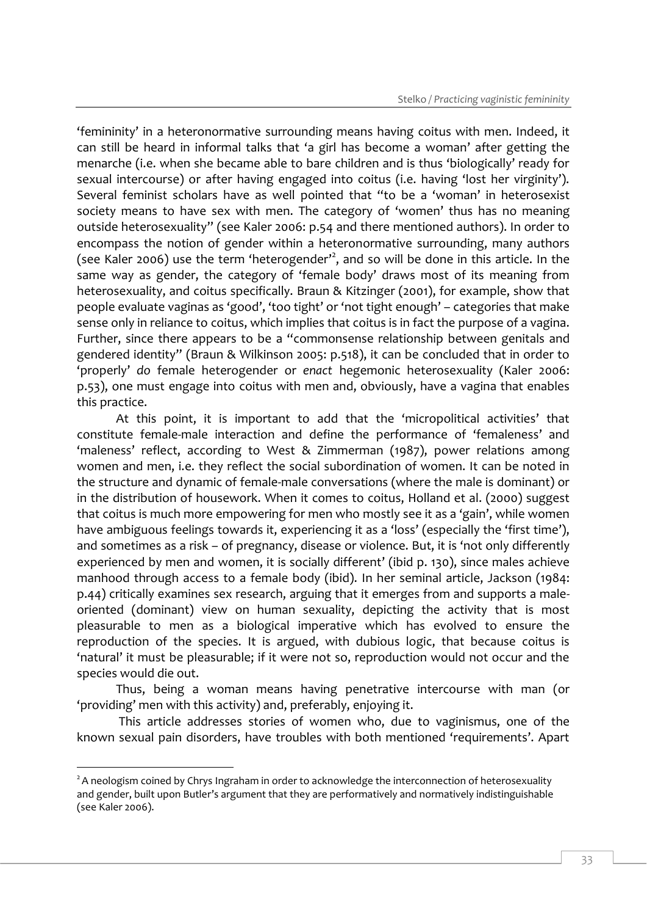'femininity' in a heteronormative surrounding means having coitus with men. Indeed, it can still be heard in informal talks that 'a girl has become a woman' after getting the menarche (i.e. when she became able to bare children and is thus 'biologically' ready for sexual intercourse) or after having engaged into coitus (i.e. having 'lost her virginity'). Several feminist scholars have as well pointed that "to be a 'woman' in heterosexist society means to have sex with men. The category of 'women' thus has no meaning outside heterosexuality" (see Kaler 2006: p.54 and there mentioned authors). In order to encompass the notion of gender within a heteronormative surrounding, many authors (see Kaler 2006) use the term 'heterogender'[2], and so will be done in this article. In the same way as gender, the category of 'female body' draws most of its meaning from heterosexuality, and coitus specifically. Braun & Kitzinger (2001), for example, show that people evaluate vaginas as 'good', 'too tight' or 'not tight enough' – categories that make sense only in reliance to coitus, which implies that coitus is in fact the purpose of a vagina. Further, since there appears to be a "commonsense relationship between genitals and gendered identity" (Braun & Wilkinson 2005: p.518), it can be concluded that in order to 'properly' *do* female heterogender or *enact* hegemonic heterosexuality (Kaler 2006: p.53), one must engage into coitus with men and, obviously, have a vagina that enables this practice.

At this point, it is important to add that the 'micropolitical activities' that constitute female-male interaction and define the performance of 'femaleness' and 'maleness' reflect, according to West & Zimmerman (1987), power relations among women and men, i.e. they reflect the social subordination of women. It can be noted in the structure and dynamic of female-male conversations (where the male is dominant) or in the distribution of housework. When it comes to coitus, Holland et al. (2000) suggest that coitus is much more empowering for men who mostly see it as a 'gain', while women have ambiguous feelings towards it, experiencing it as a 'loss' (especially the 'first time'), and sometimes as a risk – of pregnancy, disease or violence. But, it is 'not only differently experienced by men and women, it is socially different' (ibid p. 130), since males achieve manhood through access to a female body (ibid). In her seminal article, Jackson (1984: p.44) critically examines sex research, arguing that it emerges from and supports a male-oriented (dominant) view on human sexuality, depicting the activity that is most pleasurable to men as a biological imperative which has evolved to ensure the reproduction of the species. It is argued, with dubious logic, that because coitus is 'natural' it must be pleasurable; if it were not so, reproduction would not occur and the species would die out.

Thus, being a woman means having penetrative intercourse with man (or 'providing' men with this activity) and, preferably, enjoying it.

This article addresses stories of women who, due to vaginismus, one of the known sexual pain disorders, have troubles with both mentioned 'requirements'. Apart

---

[2] A neologism coined by Chrys Ingraham in order to acknowledge the interconnection of heterosexuality and gender, built upon Butler's argument that they are performatively and normatively indistinguishable (see Kaler 2006).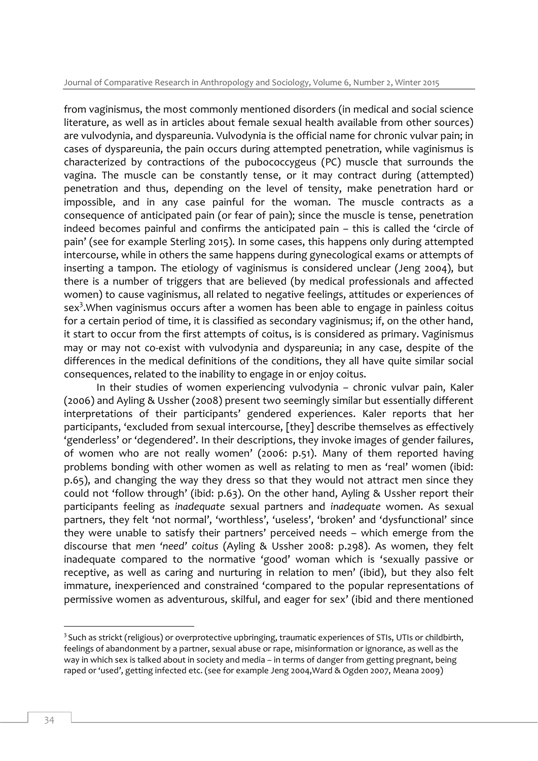from vaginismus, the most commonly mentioned disorders (in medical and social science literature, as well as in articles about female sexual health available from other sources) are vulvodynia, and dyspareunia. Vulvodynia is the official name for chronic vulvar pain; in cases of dyspareunia, the pain occurs during attempted penetration, while vaginismus is characterized by contractions of the pubococcygeus (PC) muscle that surrounds the vagina. The muscle can be constantly tense, or it may contract during (attempted) penetration and thus, depending on the level of tensity, make penetration hard or impossible, and in any case painful for the woman. The muscle contracts as a consequence of anticipated pain (or fear of pain); since the muscle is tense, penetration indeed becomes painful and confirms the anticipated pain – this is called the 'circle of pain' (see for example Sterling 2015). In some cases, this happens only during attempted intercourse, while in others the same happens during gynecological exams or attempts of inserting a tampon. The etiology of vaginismus is considered unclear (Jeng 2004), but there is a number of triggers that are believed (by medical professionals and affected women) to cause vaginismus, all related to negative feelings, attitudes or experiences of sex[3].When vaginismus occurs after a women has been able to engage in painless coitus for a certain period of time, it is classified as secondary vaginismus; if, on the other hand, it start to occur from the first attempts of coitus, is is considered as primary. Vaginismus may or may not co-exist with vulvodynia and dyspareunia; in any case, despite of the differences in the medical definitions of the conditions, they all have quite similar social consequences, related to the inability to engage in or enjoy coitus.

In their studies of women experiencing vulvodynia – chronic vulvar pain, Kaler (2006) and Ayling & Ussher (2008) present two seemingly similar but essentially different interpretations of their participants' gendered experiences. Kaler reports that her participants, 'excluded from sexual intercourse, [they] describe themselves as effectively 'genderless' or 'degendered'. In their descriptions, they invoke images of gender failures, of women who are not really women' (2006: p.51). Many of them reported having problems bonding with other women as well as relating to men as 'real' women (ibid: p.65), and changing the way they dress so that they would not attract men since they could not 'follow through' (ibid: p.63). On the other hand, Ayling & Ussher report their participants feeling as *inadequate* sexual partners and *inadequate* women. As sexual partners, they felt 'not normal', 'worthless', 'useless', 'broken' and 'dysfunctional' since they were unable to satisfy their partners' perceived needs – which emerge from the discourse that *men 'need' coitus* (Ayling & Ussher 2008: p.298). As women, they felt inadequate compared to the normative 'good' woman which is 'sexually passive or receptive, as well as caring and nurturing in relation to men' (ibid), but they also felt immature, inexperienced and constrained 'compared to the popular representations of permissive women as adventurous, skilful, and eager for sex' (ibid and there mentioned

[3] Such as strickt (religious) or overprotective upbringing, traumatic experiences of STIs, UTIs or childbirth, feelings of abandonment by a partner, sexual abuse or rape, misinformation or ignorance, as well as the way in which sex is talked about in society and media – in terms of danger from getting pregnant, being raped or 'used', getting infected etc. (see for example Jeng 2004,Ward & Ogden 2007, Meana 2009)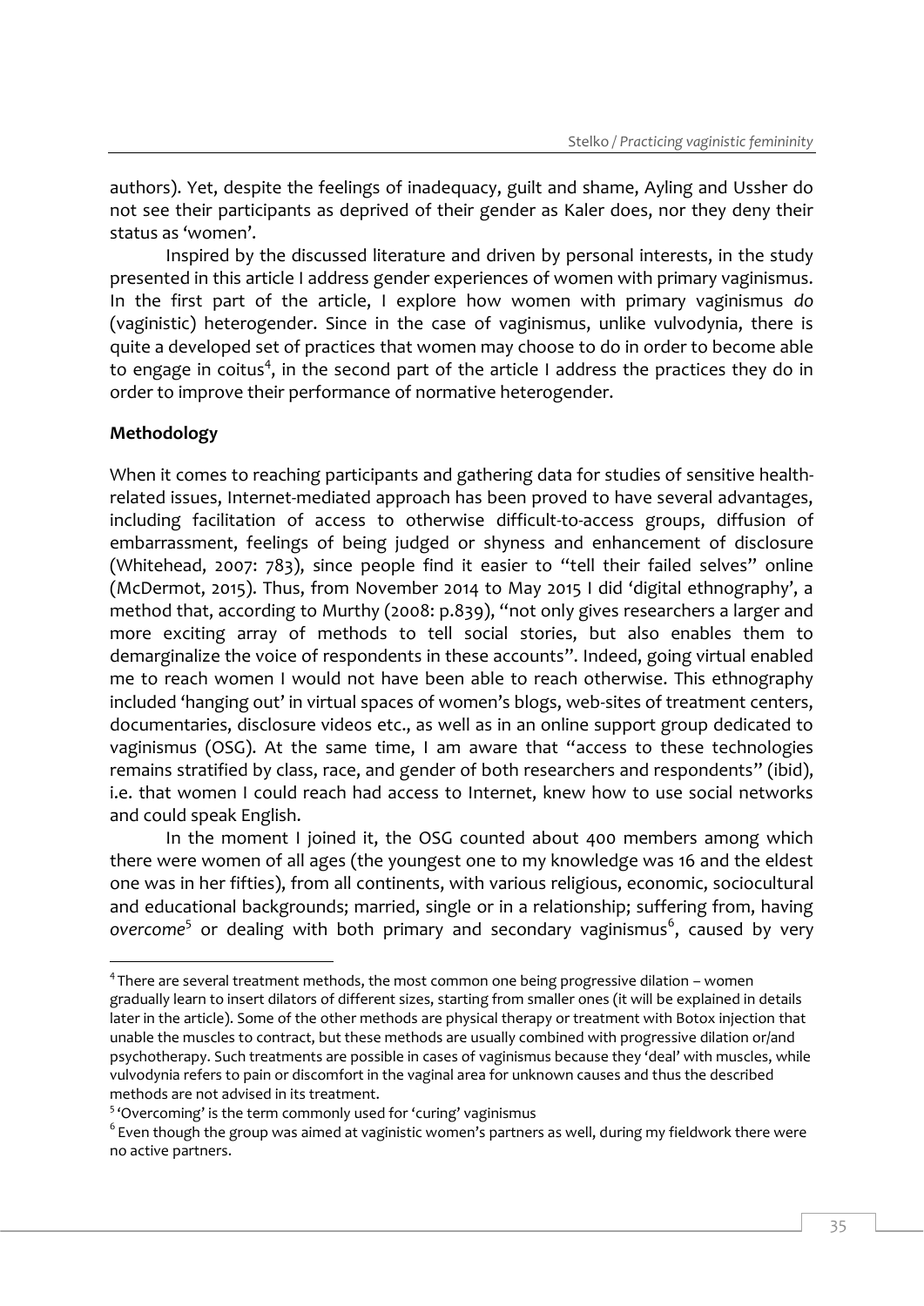authors). Yet, despite the feelings of inadequacy, guilt and shame, Ayling and Ussher do not see their participants as deprived of their gender as Kaler does, nor they deny their status as 'women'.

Inspired by the discussed literature and driven by personal interests, in the study presented in this article I address gender experiences of women with primary vaginismus. In the first part of the article, I explore how women with primary vaginismus *do* (vaginistic) heterogender. Since in the case of vaginismus, unlike vulvodynia, there is quite a developed set of practices that women may choose to do in order to become able to engage in coitus[4], in the second part of the article I address the practices they do in order to improve their performance of normative heterogender.

**Methodology**

When it comes to reaching participants and gathering data for studies of sensitive health-related issues, Internet-mediated approach has been proved to have several advantages, including facilitation of access to otherwise difficult-to-access groups, diffusion of embarrassment, feelings of being judged or shyness and enhancement of disclosure (Whitehead, 2007: 783), since people find it easier to "tell their failed selves" online (McDermot, 2015). Thus, from November 2014 to May 2015 I did 'digital ethnography', a method that, according to Murthy (2008: p.839), "not only gives researchers a larger and more exciting array of methods to tell social stories, but also enables them to demarginalize the voice of respondents in these accounts". Indeed, going virtual enabled me to reach women I would not have been able to reach otherwise. This ethnography included 'hanging out' in virtual spaces of women's blogs, web-sites of treatment centers, documentaries, disclosure videos etc., as well as in an online support group dedicated to vaginismus (OSG). At the same time, I am aware that "access to these technologies remains stratified by class, race, and gender of both researchers and respondents" (ibid), i.e. that women I could reach had access to Internet, knew how to use social networks and could speak English.

In the moment I joined it, the OSG counted about 400 members among which there were women of all ages (the youngest one to my knowledge was 16 and the eldest one was in her fifties), from all continents, with various religious, economic, sociocultural and educational backgrounds; married, single or in a relationship; suffering from, having *overcome*[5] or dealing with both primary and secondary vaginismus[6], caused by very

---

[4] There are several treatment methods, the most common one being progressive dilation – women gradually learn to insert dilators of different sizes, starting from smaller ones (it will be explained in details later in the article). Some of the other methods are physical therapy or treatment with Botox injection that unable the muscles to contract, but these methods are usually combined with progressive dilation or/and psychotherapy. Such treatments are possible in cases of vaginismus because they 'deal' with muscles, while vulvodynia refers to pain or discomfort in the vaginal area for unknown causes and thus the described methods are not advised in its treatment.

[5] 'Overcoming' is the term commonly used for 'curing' vaginismus

[6] Even though the group was aimed at vaginistic women's partners as well, during my fieldwork there were no active partners.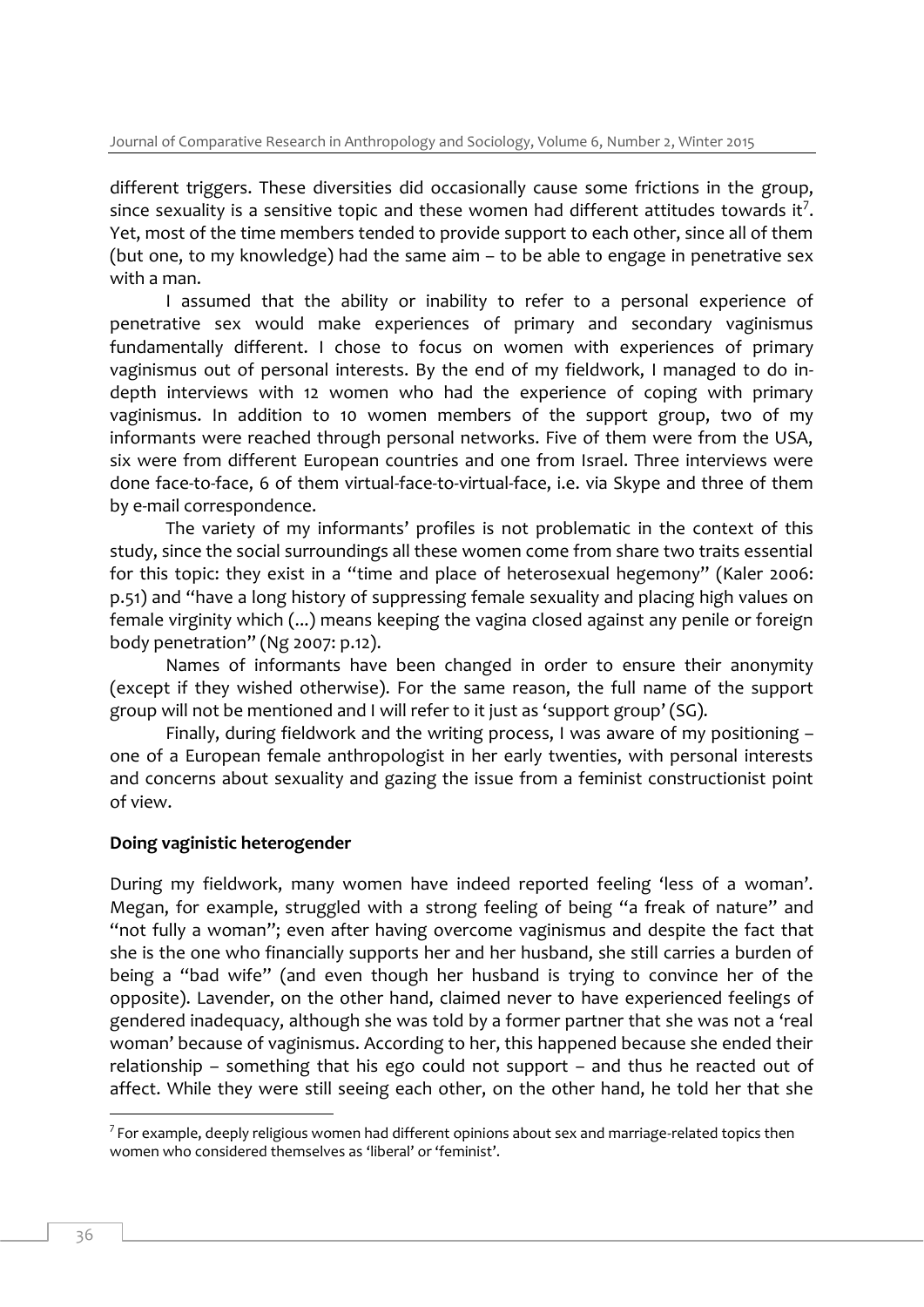different triggers. These diversities did occasionally cause some frictions in the group, since sexuality is a sensitive topic and these women had different attitudes towards it[7]. Yet, most of the time members tended to provide support to each other, since all of them (but one, to my knowledge) had the same aim – to be able to engage in penetrative sex with a man.

I assumed that the ability or inability to refer to a personal experience of penetrative sex would make experiences of primary and secondary vaginismus fundamentally different. I chose to focus on women with experiences of primary vaginismus out of personal interests. By the end of my fieldwork, I managed to do in-depth interviews with 12 women who had the experience of coping with primary vaginismus. In addition to 10 women members of the support group, two of my informants were reached through personal networks. Five of them were from the USA, six were from different European countries and one from Israel. Three interviews were done face-to-face, 6 of them virtual-face-to-virtual-face, i.e. via Skype and three of them by e-mail correspondence.

The variety of my informants' profiles is not problematic in the context of this study, since the social surroundings all these women come from share two traits essential for this topic: they exist in a "time and place of heterosexual hegemony" (Kaler 2006: p.51) and "have a long history of suppressing female sexuality and placing high values on female virginity which (...) means keeping the vagina closed against any penile or foreign body penetration" (Ng 2007: p.12).

Names of informants have been changed in order to ensure their anonymity (except if they wished otherwise). For the same reason, the full name of the support group will not be mentioned and I will refer to it just as 'support group' (SG).

Finally, during fieldwork and the writing process, I was aware of my positioning – one of a European female anthropologist in her early twenties, with personal interests and concerns about sexuality and gazing the issue from a feminist constructionist point of view.

**Doing vaginistic heterogender**

During my fieldwork, many women have indeed reported feeling 'less of a woman'. Megan, for example, struggled with a strong feeling of being "a freak of nature" and "not fully a woman"; even after having overcome vaginismus and despite the fact that she is the one who financially supports her and her husband, she still carries a burden of being a "bad wife" (and even though her husband is trying to convince her of the opposite). Lavender, on the other hand, claimed never to have experienced feelings of gendered inadequacy, although she was told by a former partner that she was not a 'real woman' because of vaginismus. According to her, this happened because she ended their relationship – something that his ego could not support – and thus he reacted out of affect. While they were still seeing each other, on the other hand, he told her that she

[7] For example, deeply religious women had different opinions about sex and marriage-related topics then women who considered themselves as 'liberal' or 'feminist'.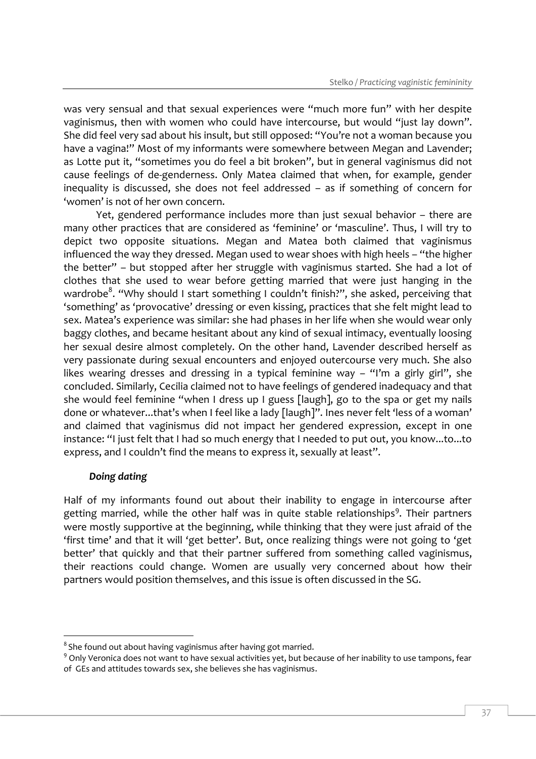was very sensual and that sexual experiences were "much more fun" with her despite vaginismus, then with women who could have intercourse, but would "just lay down". She did feel very sad about his insult, but still opposed: "You're not a woman because you have a vagina!" Most of my informants were somewhere between Megan and Lavender; as Lotte put it, "sometimes you do feel a bit broken", but in general vaginismus did not cause feelings of de-genderness. Only Matea claimed that when, for example, gender inequality is discussed, she does not feel addressed – as if something of concern for 'women' is not of her own concern.

Yet, gendered performance includes more than just sexual behavior – there are many other practices that are considered as 'feminine' or 'masculine'. Thus, I will try to depict two opposite situations. Megan and Matea both claimed that vaginismus influenced the way they dressed. Megan used to wear shoes with high heels – "the higher the better" – but stopped after her struggle with vaginismus started. She had a lot of clothes that she used to wear before getting married that were just hanging in the wardrobe[8]. "Why should I start something I couldn't finish?", she asked, perceiving that 'something' as 'provocative' dressing or even kissing, practices that she felt might lead to sex. Matea's experience was similar: she had phases in her life when she would wear only baggy clothes, and became hesitant about any kind of sexual intimacy, eventually loosing her sexual desire almost completely. On the other hand, Lavender described herself as very passionate during sexual encounters and enjoyed outercourse very much. She also likes wearing dresses and dressing in a typical feminine way – "I'm a girly girl", she concluded. Similarly, Cecilia claimed not to have feelings of gendered inadequacy and that she would feel feminine "when I dress up I guess [laugh], go to the spa or get my nails done or whatever...that's when I feel like a lady [laugh]". Ines never felt 'less of a woman' and claimed that vaginismus did not impact her gendered expression, except in one instance: "I just felt that I had so much energy that I needed to put out, you know...to...to express, and I couldn't find the means to express it, sexually at least".

### *Doing dating*

Half of my informants found out about their inability to engage in intercourse after getting married, while the other half was in quite stable relationships[9]. Their partners were mostly supportive at the beginning, while thinking that they were just afraid of the 'first time' and that it will 'get better'. But, once realizing things were not going to 'get better' that quickly and that their partner suffered from something called vaginismus, their reactions could change. Women are usually very concerned about how their partners would position themselves, and this issue is often discussed in the SG.

---

[8] She found out about having vaginismus after having got married.

[9] Only Veronica does not want to have sexual activities yet, but because of her inability to use tampons, fear of GEs and attitudes towards sex, she believes she has vaginismus.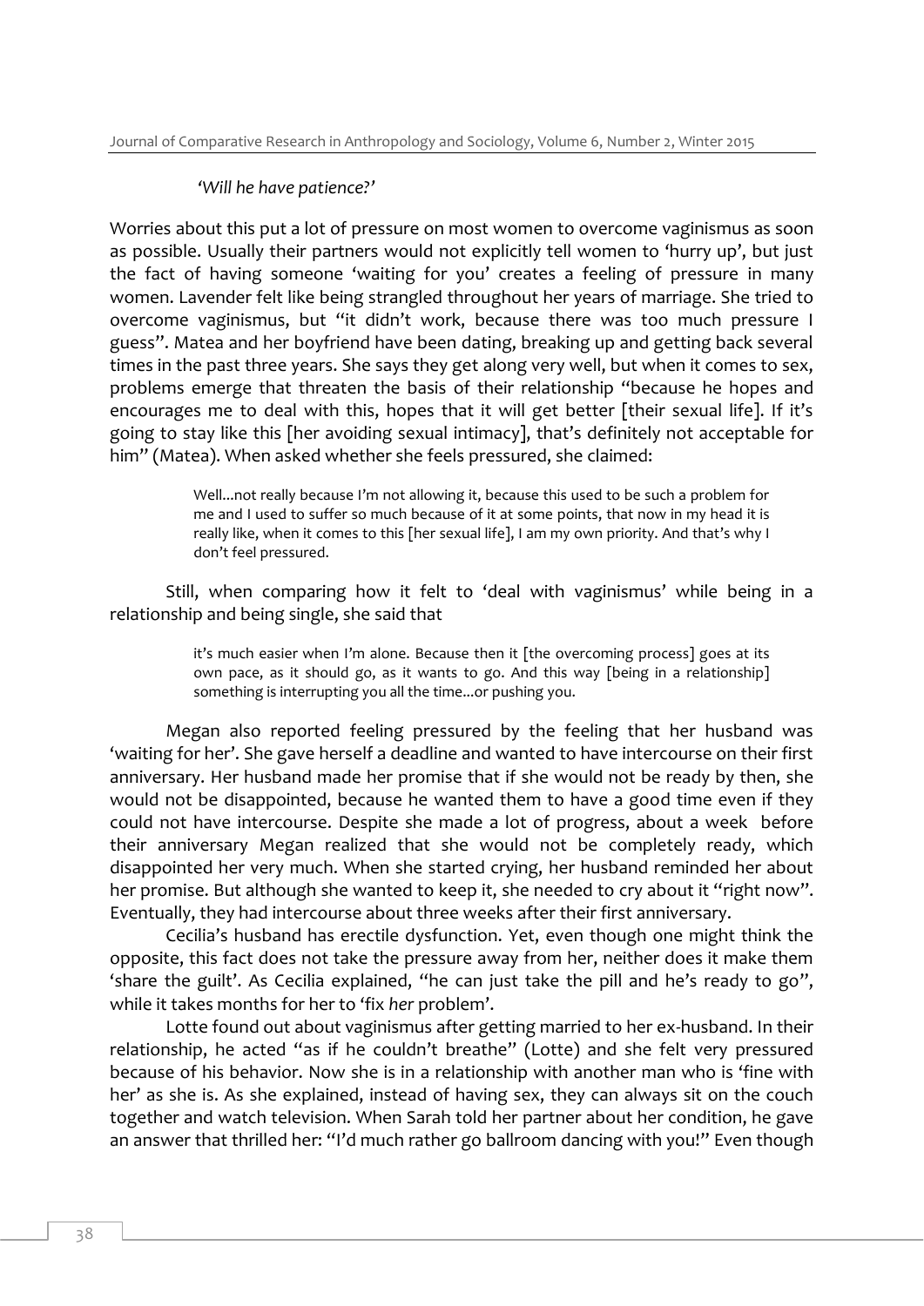*'Will he have patience?'*

Worries about this put a lot of pressure on most women to overcome vaginismus as soon as possible. Usually their partners would not explicitly tell women to 'hurry up', but just the fact of having someone 'waiting for you' creates a feeling of pressure in many women. Lavender felt like being strangled throughout her years of marriage. She tried to overcome vaginismus, but "it didn't work, because there was too much pressure I guess". Matea and her boyfriend have been dating, breaking up and getting back several times in the past three years. She says they get along very well, but when it comes to sex, problems emerge that threaten the basis of their relationship "because he hopes and encourages me to deal with this, hopes that it will get better [their sexual life]. If it's going to stay like this [her avoiding sexual intimacy], that's definitely not acceptable for him" (Matea). When asked whether she feels pressured, she claimed:

> Well...not really because I'm not allowing it, because this used to be such a problem for me and I used to suffer so much because of it at some points, that now in my head it is really like, when it comes to this [her sexual life], I am my own priority. And that's why I don't feel pressured.

Still, when comparing how it felt to 'deal with vaginismus' while being in a relationship and being single, she said that

> it's much easier when I'm alone. Because then it [the overcoming process] goes at its own pace, as it should go, as it wants to go. And this way [being in a relationship] something is interrupting you all the time...or pushing you.

Megan also reported feeling pressured by the feeling that her husband was 'waiting for her'. She gave herself a deadline and wanted to have intercourse on their first anniversary. Her husband made her promise that if she would not be ready by then, she would not be disappointed, because he wanted them to have a good time even if they could not have intercourse. Despite she made a lot of progress, about a week before their anniversary Megan realized that she would not be completely ready, which disappointed her very much. When she started crying, her husband reminded her about her promise. But although she wanted to keep it, she needed to cry about it "right now". Eventually, they had intercourse about three weeks after their first anniversary.

Cecilia's husband has erectile dysfunction. Yet, even though one might think the opposite, this fact does not take the pressure away from her, neither does it make them 'share the guilt'. As Cecilia explained, "he can just take the pill and he's ready to go", while it takes months for her to 'fix *her* problem'.

Lotte found out about vaginismus after getting married to her ex-husband. In their relationship, he acted "as if he couldn't breathe" (Lotte) and she felt very pressured because of his behavior. Now she is in a relationship with another man who is 'fine with her' as she is. As she explained, instead of having sex, they can always sit on the couch together and watch television. When Sarah told her partner about her condition, he gave an answer that thrilled her: "I'd much rather go ballroom dancing with you!" Even though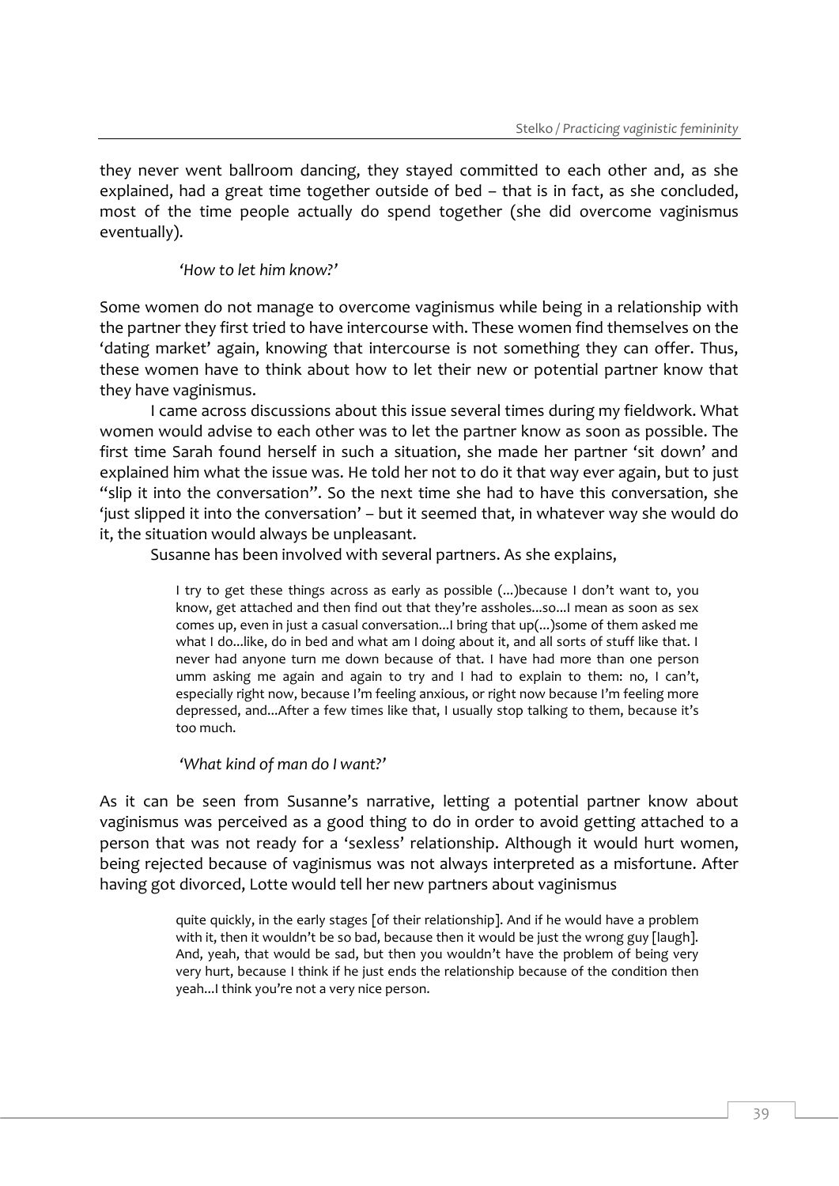they never went ballroom dancing, they stayed committed to each other and, as she explained, had a great time together outside of bed – that is in fact, as she concluded, most of the time people actually do spend together (she did overcome vaginismus eventually).

### *'How to let him know?'*

Some women do not manage to overcome vaginismus while being in a relationship with the partner they first tried to have intercourse with. These women find themselves on the 'dating market' again, knowing that intercourse is not something they can offer. Thus, these women have to think about how to let their new or potential partner know that they have vaginismus.

I came across discussions about this issue several times during my fieldwork. What women would advise to each other was to let the partner know as soon as possible. The first time Sarah found herself in such a situation, she made her partner 'sit down' and explained him what the issue was. He told her not to do it that way ever again, but to just "slip it into the conversation". So the next time she had to have this conversation, she 'just slipped it into the conversation' – but it seemed that, in whatever way she would do it, the situation would always be unpleasant.

Susanne has been involved with several partners. As she explains,

> I try to get these things across as early as possible (...)because I don't want to, you know, get attached and then find out that they're assholes...so...I mean as soon as sex comes up, even in just a casual conversation...I bring that up(...)some of them asked me what I do...like, do in bed and what am I doing about it, and all sorts of stuff like that. I never had anyone turn me down because of that. I have had more than one person umm asking me again and again to try and I had to explain to them: no, I can't, especially right now, because I'm feeling anxious, or right now because I'm feeling more depressed, and...After a few times like that, I usually stop talking to them, because it's too much.

### *'What kind of man do I want?'*

As it can be seen from Susanne's narrative, letting a potential partner know about vaginismus was perceived as a good thing to do in order to avoid getting attached to a person that was not ready for a 'sexless' relationship. Although it would hurt women, being rejected because of vaginismus was not always interpreted as a misfortune. After having got divorced, Lotte would tell her new partners about vaginismus

> quite quickly, in the early stages [of their relationship]. And if he would have a problem with it, then it wouldn't be so bad, because then it would be just the wrong guy [laugh]. And, yeah, that would be sad, but then you wouldn't have the problem of being very very hurt, because I think if he just ends the relationship because of the condition then yeah...I think you're not a very nice person.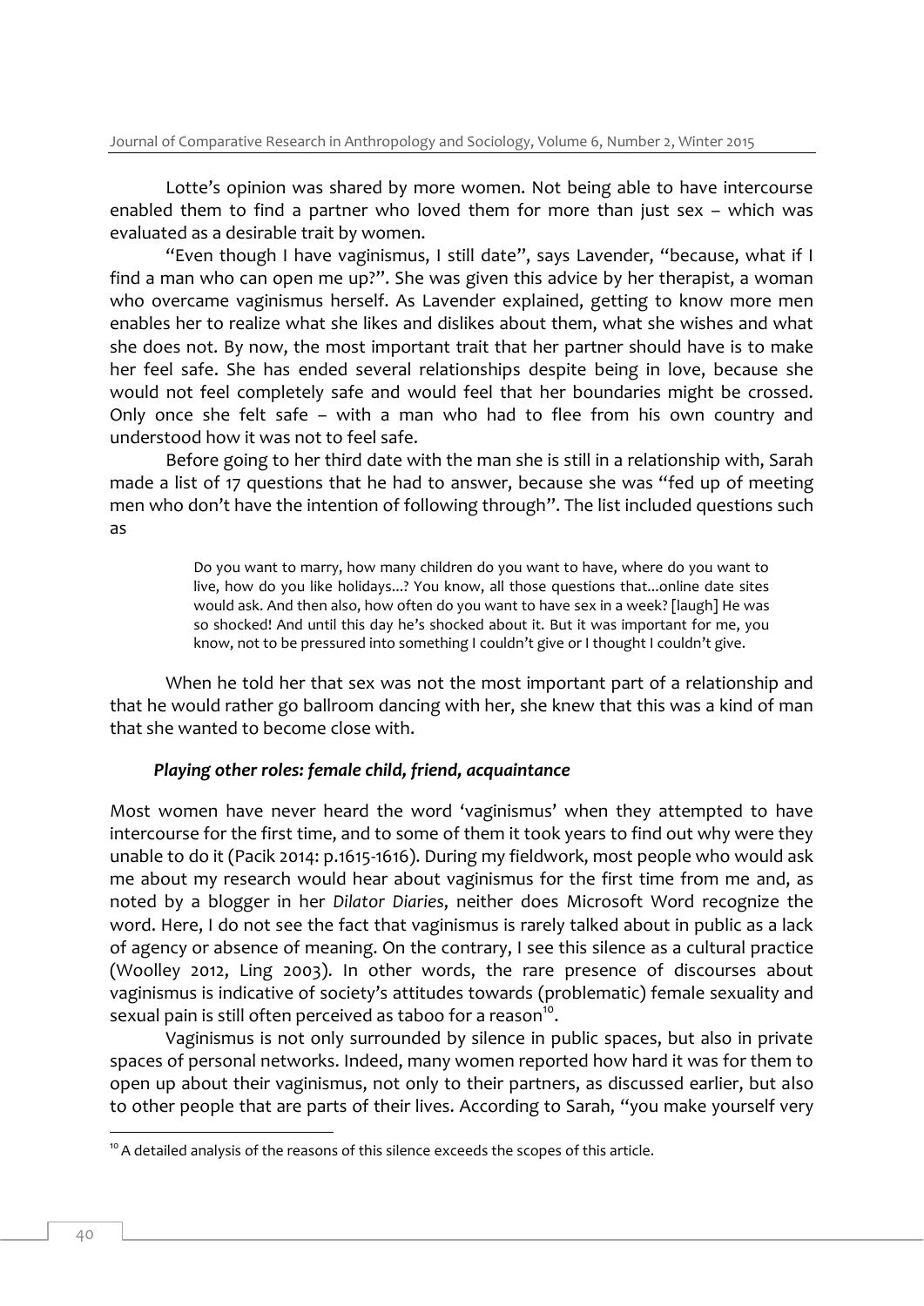Lotte's opinion was shared by more women. Not being able to have intercourse enabled them to find a partner who loved them for more than just sex – which was evaluated as a desirable trait by women.

"Even though I have vaginismus, I still date", says Lavender, "because, what if I find a man who can open me up?". She was given this advice by her therapist, a woman who overcame vaginismus herself. As Lavender explained, getting to know more men enables her to realize what she likes and dislikes about them, what she wishes and what she does not. By now, the most important trait that her partner should have is to make her feel safe. She has ended several relationships despite being in love, because she would not feel completely safe and would feel that her boundaries might be crossed. Only once she felt safe – with a man who had to flee from his own country and understood how it was not to feel safe.

Before going to her third date with the man she is still in a relationship with, Sarah made a list of 17 questions that he had to answer, because she was "fed up of meeting men who don't have the intention of following through". The list included questions such as

> Do you want to marry, how many children do you want to have, where do you want to live, how do you like holidays...? You know, all those questions that...online date sites would ask. And then also, how often do you want to have sex in a week? [laugh] He was so shocked! And until this day he's shocked about it. But it was important for me, you know, not to be pressured into something I couldn't give or I thought I couldn't give.

When he told her that sex was not the most important part of a relationship and that he would rather go ballroom dancing with her, she knew that this was a kind of man that she wanted to become close with.

### *Playing other roles: female child, friend, acquaintance*

Most women have never heard the word 'vaginismus' when they attempted to have intercourse for the first time, and to some of them it took years to find out why were they unable to do it (Pacik 2014: p.1615-1616). During my fieldwork, most people who would ask me about my research would hear about vaginismus for the first time from me and, as noted by a blogger in her *Dilator Diaries*, neither does Microsoft Word recognize the word. Here, I do not see the fact that vaginismus is rarely talked about in public as a lack of agency or absence of meaning. On the contrary, I see this silence as a cultural practice (Woolley 2012, Ling 2003). In other words, the rare presence of discourses about vaginismus is indicative of society's attitudes towards (problematic) female sexuality and sexual pain is still often perceived as taboo for a reason[10].

Vaginismus is not only surrounded by silence in public spaces, but also in private spaces of personal networks. Indeed, many women reported how hard it was for them to open up about their vaginismus, not only to their partners, as discussed earlier, but also to other people that are parts of their lives. According to Sarah, "you make yourself very

[10] A detailed analysis of the reasons of this silence exceeds the scopes of this article.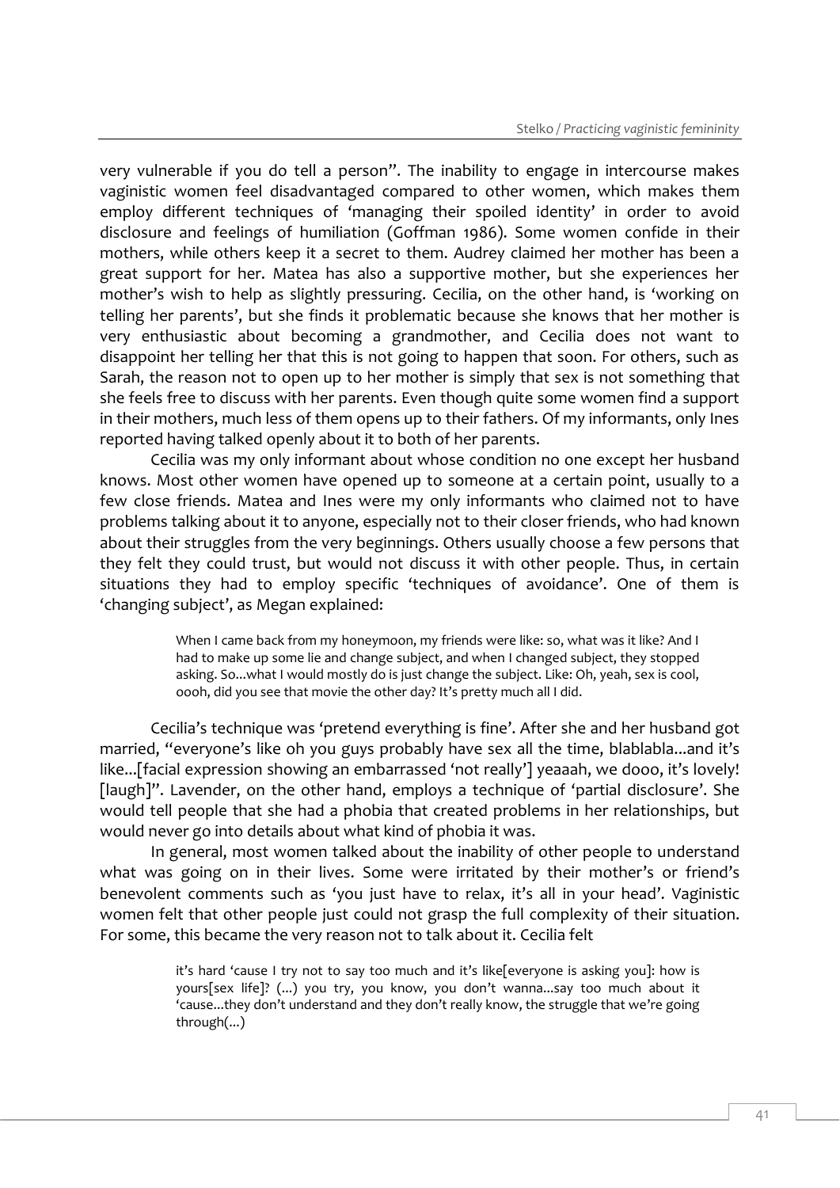very vulnerable if you do tell a person". The inability to engage in intercourse makes vaginistic women feel disadvantaged compared to other women, which makes them employ different techniques of 'managing their spoiled identity' in order to avoid disclosure and feelings of humiliation (Goffman 1986). Some women confide in their mothers, while others keep it a secret to them. Audrey claimed her mother has been a great support for her. Matea has also a supportive mother, but she experiences her mother's wish to help as slightly pressuring. Cecilia, on the other hand, is 'working on telling her parents', but she finds it problematic because she knows that her mother is very enthusiastic about becoming a grandmother, and Cecilia does not want to disappoint her telling her that this is not going to happen that soon. For others, such as Sarah, the reason not to open up to her mother is simply that sex is not something that she feels free to discuss with her parents. Even though quite some women find a support in their mothers, much less of them opens up to their fathers. Of my informants, only Ines reported having talked openly about it to both of her parents.

Cecilia was my only informant about whose condition no one except her husband knows. Most other women have opened up to someone at a certain point, usually to a few close friends. Matea and Ines were my only informants who claimed not to have problems talking about it to anyone, especially not to their closer friends, who had known about their struggles from the very beginnings. Others usually choose a few persons that they felt they could trust, but would not discuss it with other people. Thus, in certain situations they had to employ specific 'techniques of avoidance'. One of them is 'changing subject', as Megan explained:

> When I came back from my honeymoon, my friends were like: so, what was it like? And I had to make up some lie and change subject, and when I changed subject, they stopped asking. So...what I would mostly do is just change the subject. Like: Oh, yeah, sex is cool, oooh, did you see that movie the other day? It's pretty much all I did.

Cecilia's technique was 'pretend everything is fine'. After she and her husband got married, "everyone's like oh you guys probably have sex all the time, blablabla...and it's like...[facial expression showing an embarrassed 'not really'] yeaaah, we dooo, it's lovely! [laugh]". Lavender, on the other hand, employs a technique of 'partial disclosure'. She would tell people that she had a phobia that created problems in her relationships, but would never go into details about what kind of phobia it was.

In general, most women talked about the inability of other people to understand what was going on in their lives. Some were irritated by their mother's or friend's benevolent comments such as 'you just have to relax, it's all in your head'. Vaginistic women felt that other people just could not grasp the full complexity of their situation. For some, this became the very reason not to talk about it. Cecilia felt

> it's hard 'cause I try not to say too much and it's like[everyone is asking you]: how is yours[sex life]? (...) you try, you know, you don't wanna...say too much about it 'cause...they don't understand and they don't really know, the struggle that we're going through(...)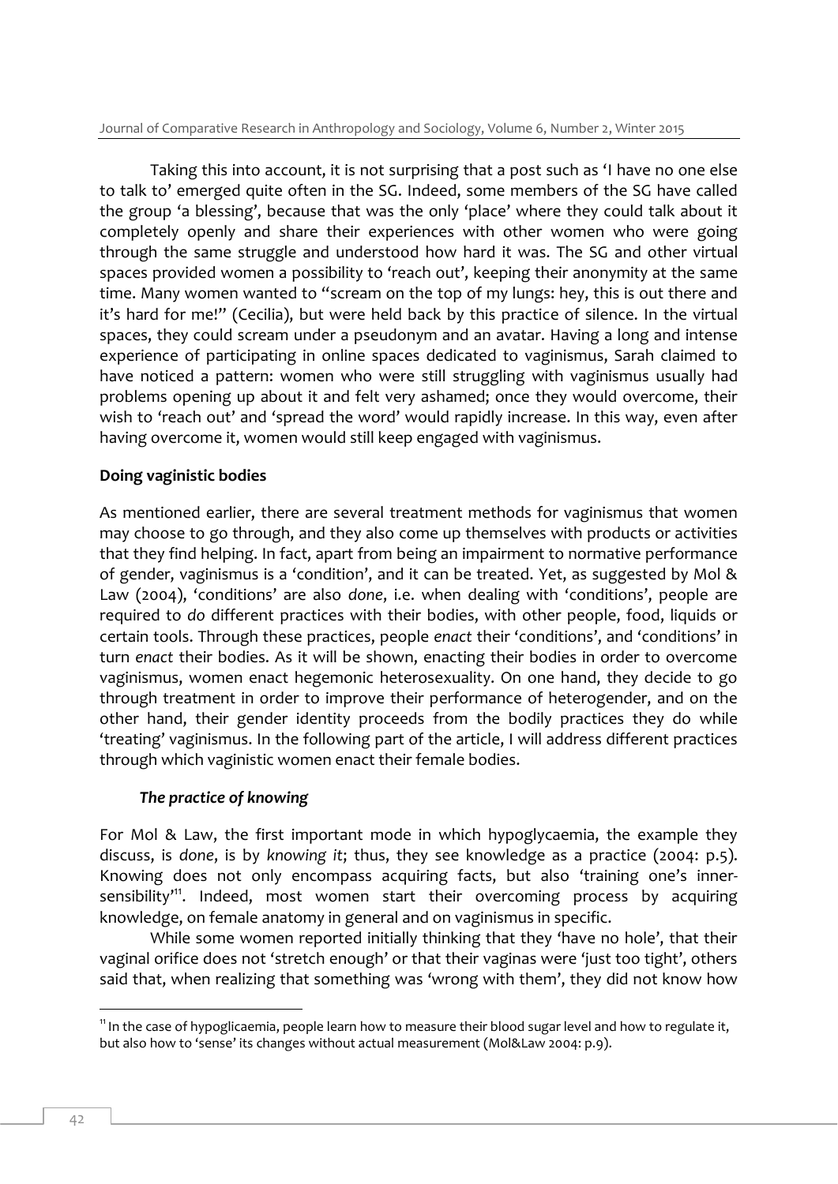Taking this into account, it is not surprising that a post such as 'I have no one else to talk to' emerged quite often in the SG. Indeed, some members of the SG have called the group 'a blessing', because that was the only 'place' where they could talk about it completely openly and share their experiences with other women who were going through the same struggle and understood how hard it was. The SG and other virtual spaces provided women a possibility to 'reach out', keeping their anonymity at the same time. Many women wanted to "scream on the top of my lungs: hey, this is out there and it's hard for me!" (Cecilia), but were held back by this practice of silence. In the virtual spaces, they could scream under a pseudonym and an avatar. Having a long and intense experience of participating in online spaces dedicated to vaginismus, Sarah claimed to have noticed a pattern: women who were still struggling with vaginismus usually had problems opening up about it and felt very ashamed; once they would overcome, their wish to 'reach out' and 'spread the word' would rapidly increase. In this way, even after having overcome it, women would still keep engaged with vaginismus.

### Doing vaginistic bodies

As mentioned earlier, there are several treatment methods for vaginismus that women may choose to go through, and they also come up themselves with products or activities that they find helping. In fact, apart from being an impairment to normative performance of gender, vaginismus is a 'condition', and it can be treated. Yet, as suggested by Mol & Law (2004), 'conditions' are also *done*, i.e. when dealing with 'conditions', people are required to *do* different practices with their bodies, with other people, food, liquids or certain tools. Through these practices, people *enact* their 'conditions', and 'conditions' in turn *enact* their bodies. As it will be shown, enacting their bodies in order to overcome vaginismus, women enact hegemonic heterosexuality. On one hand, they decide to go through treatment in order to improve their performance of heterogender, and on the other hand, their gender identity proceeds from the bodily practices they do while 'treating' vaginismus. In the following part of the article, I will address different practices through which vaginistic women enact their female bodies.

#### *The practice of knowing*

For Mol & Law, the first important mode in which hypoglycaemia, the example they discuss, is *done*, is by *knowing it*; thus, they see knowledge as a practice (2004: p.5). Knowing does not only encompass acquiring facts, but also 'training one's inner-sensibility'[11]. Indeed, most women start their overcoming process by acquiring knowledge, on female anatomy in general and on vaginismus in specific.

While some women reported initially thinking that they 'have no hole', that their vaginal orifice does not 'stretch enough' or that their vaginas were 'just too tight', others said that, when realizing that something was 'wrong with them', they did not know how

[11] In the case of hypoglicaemia, people learn how to measure their blood sugar level and how to regulate it, but also how to 'sense' its changes without actual measurement (Mol&Law 2004: p.9).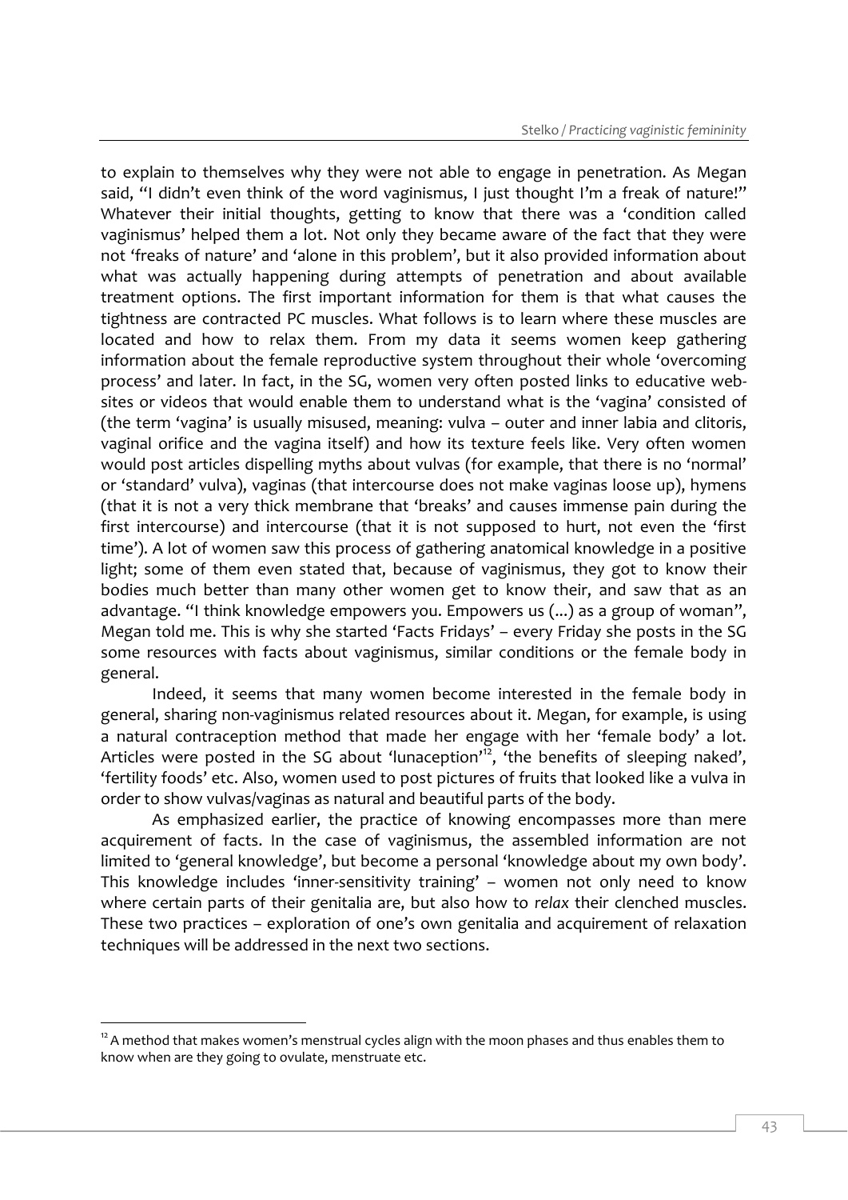to explain to themselves why they were not able to engage in penetration. As Megan said, "I didn't even think of the word vaginismus, I just thought I'm a freak of nature!" Whatever their initial thoughts, getting to know that there was a 'condition called vaginismus' helped them a lot. Not only they became aware of the fact that they were not 'freaks of nature' and 'alone in this problem', but it also provided information about what was actually happening during attempts of penetration and about available treatment options. The first important information for them is that what causes the tightness are contracted PC muscles. What follows is to learn where these muscles are located and how to relax them. From my data it seems women keep gathering information about the female reproductive system throughout their whole 'overcoming process' and later. In fact, in the SG, women very often posted links to educative web-sites or videos that would enable them to understand what is the 'vagina' consisted of (the term 'vagina' is usually misused, meaning: vulva – outer and inner labia and clitoris, vaginal orifice and the vagina itself) and how its texture feels like. Very often women would post articles dispelling myths about vulvas (for example, that there is no 'normal' or 'standard' vulva), vaginas (that intercourse does not make vaginas loose up), hymens (that it is not a very thick membrane that 'breaks' and causes immense pain during the first intercourse) and intercourse (that it is not supposed to hurt, not even the 'first time'). A lot of women saw this process of gathering anatomical knowledge in a positive light; some of them even stated that, because of vaginismus, they got to know their bodies much better than many other women get to know their, and saw that as an advantage. "I think knowledge empowers you. Empowers us (...) as a group of woman", Megan told me. This is why she started 'Facts Fridays' – every Friday she posts in the SG some resources with facts about vaginismus, similar conditions or the female body in general.

Indeed, it seems that many women become interested in the female body in general, sharing non-vaginismus related resources about it. Megan, for example, is using a natural contraception method that made her engage with her 'female body' a lot. Articles were posted in the SG about 'lunaception'[12], 'the benefits of sleeping naked', 'fertility foods' etc. Also, women used to post pictures of fruits that looked like a vulva in order to show vulvas/vaginas as natural and beautiful parts of the body.

As emphasized earlier, the practice of knowing encompasses more than mere acquirement of facts. In the case of vaginismus, the assembled information are not limited to 'general knowledge', but become a personal 'knowledge about my own body'. This knowledge includes 'inner-sensitivity training' – women not only need to know where certain parts of their genitalia are, but also how to *relax* their clenched muscles. These two practices – exploration of one's own genitalia and acquirement of relaxation techniques will be addressed in the next two sections.

---

[12] A method that makes women's menstrual cycles align with the moon phases and thus enables them to know when are they going to ovulate, menstruate etc.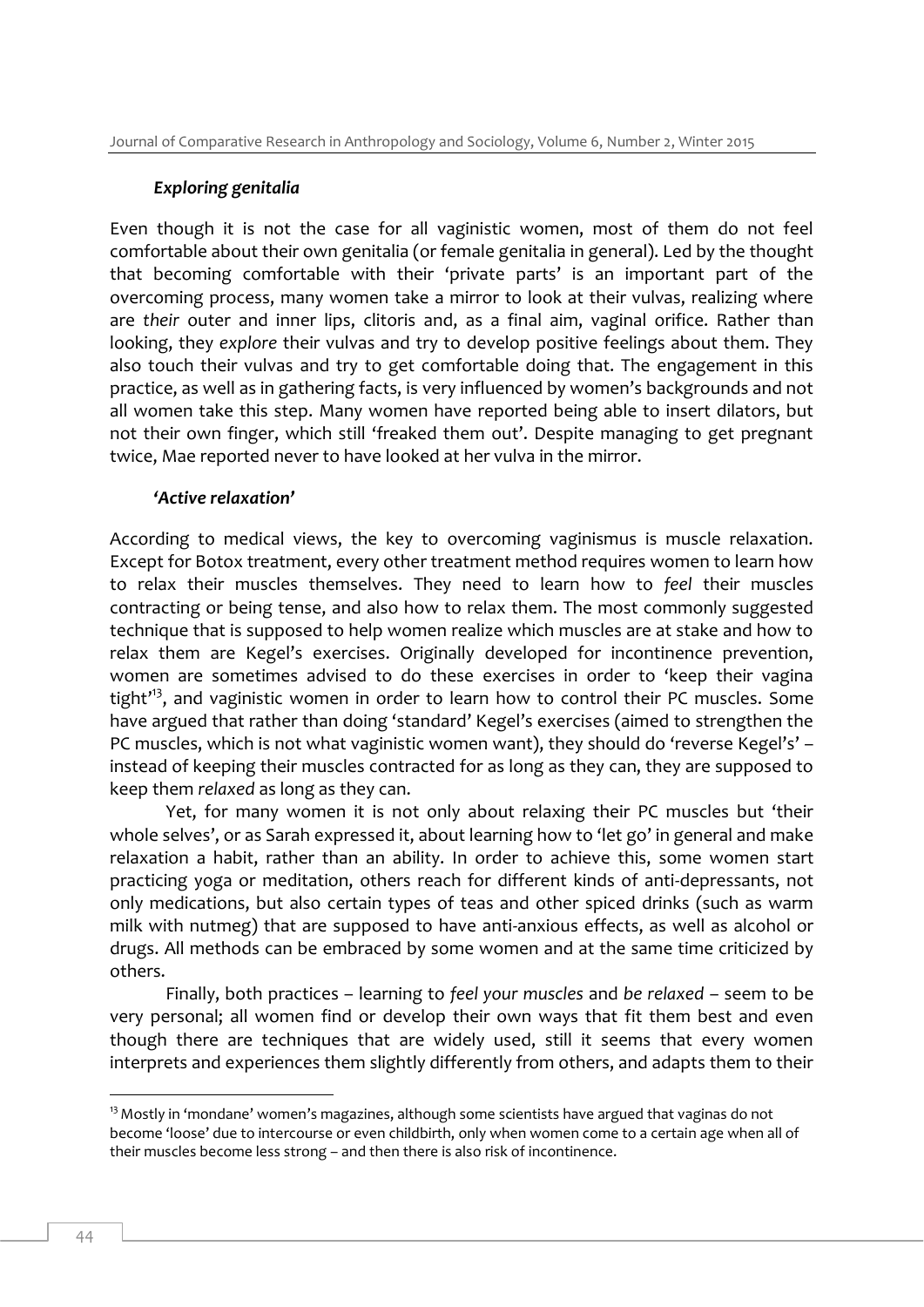### *Exploring genitalia*

Even though it is not the case for all vaginistic women, most of them do not feel comfortable about their own genitalia (or female genitalia in general). Led by the thought that becoming comfortable with their 'private parts' is an important part of the overcoming process, many women take a mirror to look at their vulvas, realizing where are *their* outer and inner lips, clitoris and, as a final aim, vaginal orifice. Rather than looking, they *explore* their vulvas and try to develop positive feelings about them. They also touch their vulvas and try to get comfortable doing that. The engagement in this practice, as well as in gathering facts, is very influenced by women's backgrounds and not all women take this step. Many women have reported being able to insert dilators, but not their own finger, which still 'freaked them out'. Despite managing to get pregnant twice, Mae reported never to have looked at her vulva in the mirror.

### *'Active relaxation'*

According to medical views, the key to overcoming vaginismus is muscle relaxation. Except for Botox treatment, every other treatment method requires women to learn how to relax their muscles themselves. They need to learn how to *feel* their muscles contracting or being tense, and also how to relax them. The most commonly suggested technique that is supposed to help women realize which muscles are at stake and how to relax them are Kegel's exercises. Originally developed for incontinence prevention, women are sometimes advised to do these exercises in order to 'keep their vagina tight'[13], and vaginistic women in order to learn how to control their PC muscles. Some have argued that rather than doing 'standard' Kegel's exercises (aimed to strengthen the PC muscles, which is not what vaginistic women want), they should do 'reverse Kegel's' – instead of keeping their muscles contracted for as long as they can, they are supposed to keep them *relaxed* as long as they can.

Yet, for many women it is not only about relaxing their PC muscles but 'their whole selves', or as Sarah expressed it, about learning how to 'let go' in general and make relaxation a habit, rather than an ability. In order to achieve this, some women start practicing yoga or meditation, others reach for different kinds of anti-depressants, not only medications, but also certain types of teas and other spiced drinks (such as warm milk with nutmeg) that are supposed to have anti-anxious effects, as well as alcohol or drugs. All methods can be embraced by some women and at the same time criticized by others.

Finally, both practices – learning to *feel your muscles* and *be relaxed* – seem to be very personal; all women find or develop their own ways that fit them best and even though there are techniques that are widely used, still it seems that every women interprets and experiences them slightly differently from others, and adapts them to their

[13] Mostly in 'mondane' women's magazines, although some scientists have argued that vaginas do not become 'loose' due to intercourse or even childbirth, only when women come to a certain age when all of their muscles become less strong – and then there is also risk of incontinence.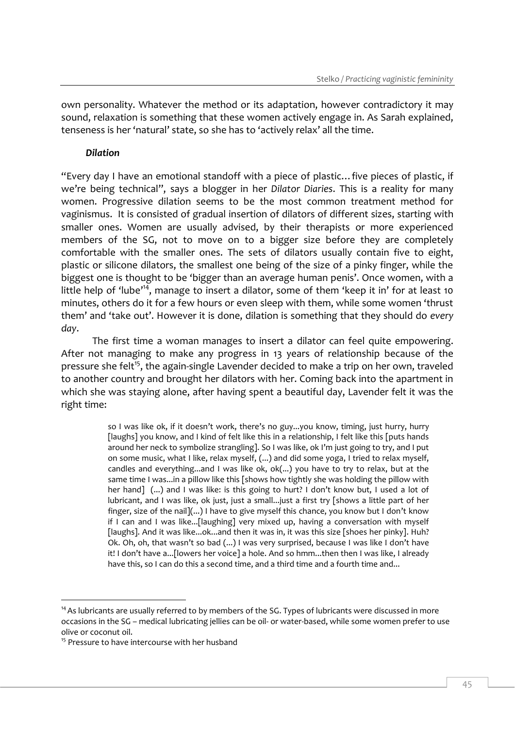own personality. Whatever the method or its adaptation, however contradictory it may sound, relaxation is something that these women actively engage in. As Sarah explained, tenseness is her 'natural' state, so she has to 'actively relax' all the time.

### *Dilation*

"Every day I have an emotional standoff with a piece of plastic…five pieces of plastic, if we're being technical", says a blogger in her *Dilator Diaries*. This is a reality for many women. Progressive dilation seems to be the most common treatment method for vaginismus. It is consisted of gradual insertion of dilators of different sizes, starting with smaller ones. Women are usually advised, by their therapists or more experienced members of the SG, not to move on to a bigger size before they are completely comfortable with the smaller ones. The sets of dilators usually contain five to eight, plastic or silicone dilators, the smallest one being of the size of a pinky finger, while the biggest one is thought to be 'bigger than an average human penis'. Once women, with a little help of 'lube'[14], manage to insert a dilator, some of them 'keep it in' for at least 10 minutes, others do it for a few hours or even sleep with them, while some women 'thrust them' and 'take out'. However it is done, dilation is something that they should do *every day*.

The first time a woman manages to insert a dilator can feel quite empowering. After not managing to make any progress in 13 years of relationship because of the pressure she felt[15], the again-single Lavender decided to make a trip on her own, traveled to another country and brought her dilators with her. Coming back into the apartment in which she was staying alone, after having spent a beautiful day, Lavender felt it was the right time:

> so I was like ok, if it doesn't work, there's no guy...you know, timing, just hurry, hurry [laughs] you know, and I kind of felt like this in a relationship, I felt like this [puts hands around her neck to symbolize strangling]. So I was like, ok I'm just going to try, and I put on some music, what I like, relax myself, (...) and did some yoga, I tried to relax myself, candles and everything...and I was like ok, ok(...) you have to try to relax, but at the same time I was...in a pillow like this [shows how tightly she was holding the pillow with her hand] (...) and I was like: is this going to hurt? I don't know but, I used a lot of lubricant, and I was like, ok just, just a small...just a first try [shows a little part of her finger, size of the nail](...) I have to give myself this chance, you know but I don't know if I can and I was like...[laughing] very mixed up, having a conversation with myself [laughs]. And it was like...ok...and then it was in, it was this size [shoes her pinky]. Huh? Ok. Oh, oh, that wasn't so bad (...) I was very surprised, because I was like I don't have it! I don't have a...[lowers her voice] a hole. And so hmm...then then I was like, I already have this, so I can do this a second time, and a third time and a fourth time and...

---

[14] As lubricants are usually referred to by members of the SG. Types of lubricants were discussed in more occasions in the SG – medical lubricating jellies can be oil- or water-based, while some women prefer to use olive or coconut oil.

[15] Pressure to have intercourse with her husband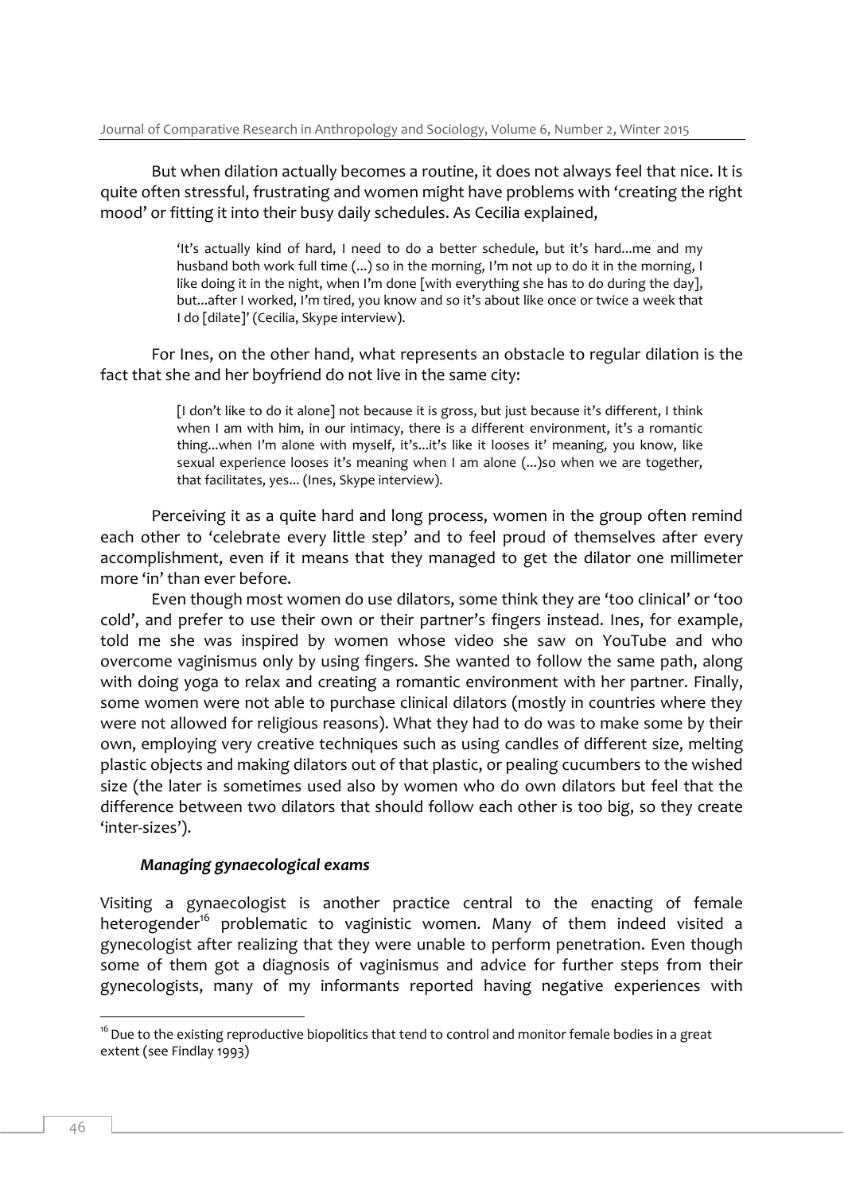But when dilation actually becomes a routine, it does not always feel that nice. It is quite often stressful, frustrating and women might have problems with 'creating the right mood' or fitting it into their busy daily schedules. As Cecilia explained,

> 'It's actually kind of hard, I need to do a better schedule, but it's hard...me and my husband both work full time (...) so in the morning, I'm not up to do it in the morning, I like doing it in the night, when I'm done [with everything she has to do during the day], but...after I worked, I'm tired, you know and so it's about like once or twice a week that I do [dilate]' (Cecilia, Skype interview).

For Ines, on the other hand, what represents an obstacle to regular dilation is the fact that she and her boyfriend do not live in the same city:

> [I don't like to do it alone] not because it is gross, but just because it's different, I think when I am with him, in our intimacy, there is a different environment, it's a romantic thing...when I'm alone with myself, it's...it's like it looses it' meaning, you know, like sexual experience looses it's meaning when I am alone (...)so when we are together, that facilitates, yes... (Ines, Skype interview).

Perceiving it as a quite hard and long process, women in the group often remind each other to 'celebrate every little step' and to feel proud of themselves after every accomplishment, even if it means that they managed to get the dilator one millimeter more 'in' than ever before.

Even though most women do use dilators, some think they are 'too clinical' or 'too cold', and prefer to use their own or their partner's fingers instead. Ines, for example, told me she was inspired by women whose video she saw on YouTube and who overcome vaginismus only by using fingers. She wanted to follow the same path, along with doing yoga to relax and creating a romantic environment with her partner. Finally, some women were not able to purchase clinical dilators (mostly in countries where they were not allowed for religious reasons). What they had to do was to make some by their own, employing very creative techniques such as using candles of different size, melting plastic objects and making dilators out of that plastic, or pealing cucumbers to the wished size (the later is sometimes used also by women who do own dilators but feel that the difference between two dilators that should follow each other is too big, so they create 'inter-sizes').

### *Managing gynaecological exams*

Visiting a gynaecologist is another practice central to the enacting of female heterogender[16] problematic to vaginistic women. Many of them indeed visited a gynecologist after realizing that they were unable to perform penetration. Even though some of them got a diagnosis of vaginismus and advice for further steps from their gynecologists, many of my informants reported having negative experiences with

[16] Due to the existing reproductive biopolitics that tend to control and monitor female bodies in a great extent (see Findlay 1993)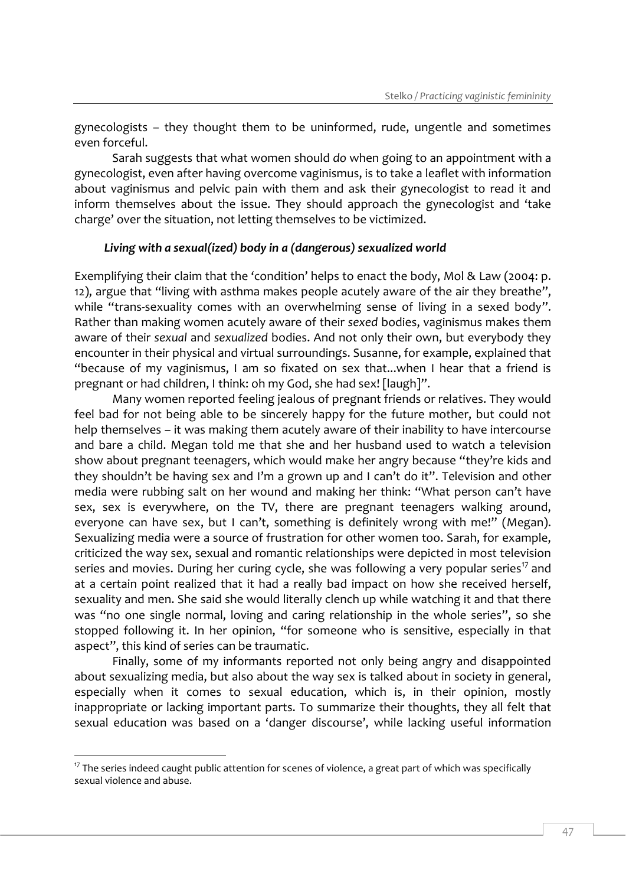gynecologists – they thought them to be uninformed, rude, ungentle and sometimes even forceful.

Sarah suggests that what women should *do* when going to an appointment with a gynecologist, even after having overcome vaginismus, is to take a leaflet with information about vaginismus and pelvic pain with them and ask their gynecologist to read it and inform themselves about the issue. They should approach the gynecologist and 'take charge' over the situation, not letting themselves to be victimized.

### *Living with a sexual(ized) body in a (dangerous) sexualized world*

Exemplifying their claim that the 'condition' helps to enact the body, Mol & Law (2004: p. 12), argue that "living with asthma makes people acutely aware of the air they breathe", while "trans-sexuality comes with an overwhelming sense of living in a sexed body". Rather than making women acutely aware of their *sexed* bodies, vaginismus makes them aware of their *sexual* and *sexualized* bodies. And not only their own, but everybody they encounter in their physical and virtual surroundings. Susanne, for example, explained that "because of my vaginismus, I am so fixated on sex that...when I hear that a friend is pregnant or had children, I think: oh my God, she had sex! [laugh]".

Many women reported feeling jealous of pregnant friends or relatives. They would feel bad for not being able to be sincerely happy for the future mother, but could not help themselves – it was making them acutely aware of their inability to have intercourse and bare a child. Megan told me that she and her husband used to watch a television show about pregnant teenagers, which would make her angry because "they're kids and they shouldn't be having sex and I'm a grown up and I can't do it". Television and other media were rubbing salt on her wound and making her think: "What person can't have sex, sex is everywhere, on the TV, there are pregnant teenagers walking around, everyone can have sex, but I can't, something is definitely wrong with me!" (Megan). Sexualizing media were a source of frustration for other women too. Sarah, for example, criticized the way sex, sexual and romantic relationships were depicted in most television series and movies. During her curing cycle, she was following a very popular series[17] and at a certain point realized that it had a really bad impact on how she received herself, sexuality and men. She said she would literally clench up while watching it and that there was "no one single normal, loving and caring relationship in the whole series", so she stopped following it. In her opinion, "for someone who is sensitive, especially in that aspect", this kind of series can be traumatic.

Finally, some of my informants reported not only being angry and disappointed about sexualizing media, but also about the way sex is talked about in society in general, especially when it comes to sexual education, which is, in their opinion, mostly inappropriate or lacking important parts. To summarize their thoughts, they all felt that sexual education was based on a 'danger discourse', while lacking useful information

[17] The series indeed caught public attention for scenes of violence, a great part of which was specifically sexual violence and abuse.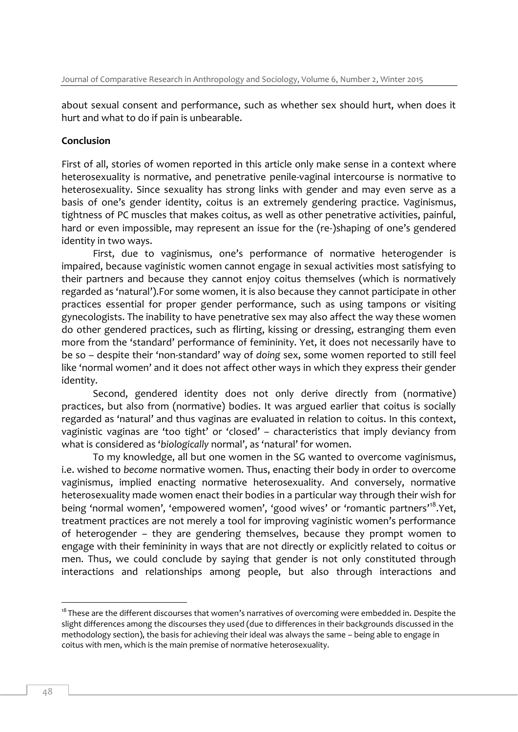about sexual consent and performance, such as whether sex should hurt, when does it hurt and what to do if pain is unbearable.

## Conclusion

First of all, stories of women reported in this article only make sense in a context where heterosexuality is normative, and penetrative penile-vaginal intercourse is normative to heterosexuality. Since sexuality has strong links with gender and may even serve as a basis of one's gender identity, coitus is an extremely gendering practice. Vaginismus, tightness of PC muscles that makes coitus, as well as other penetrative activities, painful, hard or even impossible, may represent an issue for the (re-)shaping of one's gendered identity in two ways.

First, due to vaginismus, one's performance of normative heterogender is impaired, because vaginistic women cannot engage in sexual activities most satisfying to their partners and because they cannot enjoy coitus themselves (which is normatively regarded as 'natural').For some women, it is also because they cannot participate in other practices essential for proper gender performance, such as using tampons or visiting gynecologists. The inability to have penetrative sex may also affect the way these women do other gendered practices, such as flirting, kissing or dressing, estranging them even more from the 'standard' performance of femininity. Yet, it does not necessarily have to be so – despite their 'non-standard' way of *doing* sex, some women reported to still feel like 'normal women' and it does not affect other ways in which they express their gender identity.

Second, gendered identity does not only derive directly from (normative) practices, but also from (normative) bodies. It was argued earlier that coitus is socially regarded as 'natural' and thus vaginas are evaluated in relation to coitus. In this context, vaginistic vaginas are 'too tight' or 'closed' – characteristics that imply deviancy from what is considered as '*biologically* normal', as 'natural' for women.

To my knowledge, all but one women in the SG wanted to overcome vaginismus, i.e. wished to *become* normative women. Thus, enacting their body in order to overcome vaginismus, implied enacting normative heterosexuality. And conversely, normative heterosexuality made women enact their bodies in a particular way through their wish for being 'normal women', 'empowered women', 'good wives' or 'romantic partners'[18].Yet, treatment practices are not merely a tool for improving vaginistic women's performance of heterogender – they are gendering themselves, because they prompt women to engage with their femininity in ways that are not directly or explicitly related to coitus or men. Thus, we could conclude by saying that gender is not only constituted through interactions and relationships among people, but also through interactions and

[18] These are the different discourses that women's narratives of overcoming were embedded in. Despite the slight differences among the discourses they used (due to differences in their backgrounds discussed in the methodology section), the basis for achieving their ideal was always the same – being able to engage in coitus with men, which is the main premise of normative heterosexuality.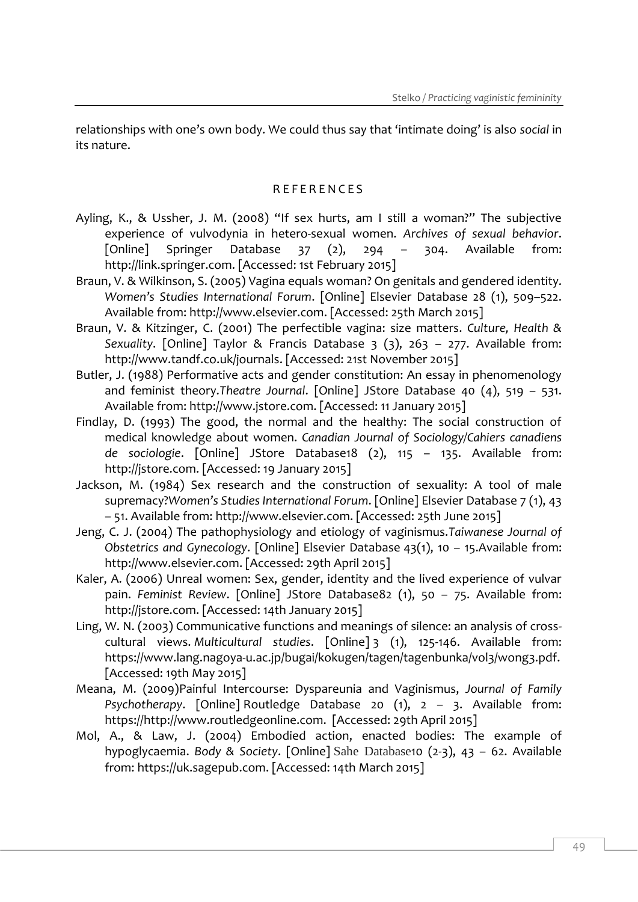relationships with one's own body. We could thus say that 'intimate doing' is also *social* in its nature.

## REFERENCES

Ayling, K., & Ussher, J. M. (2008) "If sex hurts, am I still a woman?" The subjective experience of vulvodynia in hetero-sexual women. *Archives of sexual behavior*. [Online] Springer Database 37 (2), 294 – 304. Available from: http://link.springer.com. [Accessed: 1st February 2015]

Braun, V. & Wilkinson, S. (2005) Vagina equals woman? On genitals and gendered identity. *Women's Studies International Forum*. [Online] Elsevier Database 28 (1), 509–522. Available from: http://www.elsevier.com. [Accessed: 25th March 2015]

Braun, V. & Kitzinger, C. (2001) The perfectible vagina: size matters. *Culture, Health & Sexuality*. [Online] Taylor & Francis Database 3 (3), 263 – 277. Available from: http://www.tandf.co.uk/journals. [Accessed: 21st November 2015]

Butler, J. (1988) Performative acts and gender constitution: An essay in phenomenology and feminist theory.*Theatre Journal*. [Online] JStore Database 40 (4), 519 – 531. Available from: http://www.jstore.com. [Accessed: 11 January 2015]

Findlay, D. (1993) The good, the normal and the healthy: The social construction of medical knowledge about women. *Canadian Journal of Sociology/Cahiers canadiens de sociologie*. [Online] JStore Database18 (2), 115 – 135. Available from: http://jstore.com. [Accessed: 19 January 2015]

Jackson, M. (1984) Sex research and the construction of sexuality: A tool of male supremacy?*Women's Studies International Forum*. [Online] Elsevier Database 7 (1), 43 – 51. Available from: http://www.elsevier.com. [Accessed: 25th June 2015]

Jeng, C. J. (2004) The pathophysiology and etiology of vaginismus.*Taiwanese Journal of Obstetrics and Gynecology*. [Online] Elsevier Database 43(1), 10 – 15.Available from: http://www.elsevier.com. [Accessed: 29th April 2015]

Kaler, A. (2006) Unreal women: Sex, gender, identity and the lived experience of vulvar pain. *Feminist Review*. [Online] JStore Database82 (1), 50 – 75. Available from: http://jstore.com. [Accessed: 14th January 2015]

Ling, W. N. (2003) Communicative functions and meanings of silence: an analysis of cross-cultural views. *Multicultural studies*. [Online] 3 (1), 125-146. Available from: https://www.lang.nagoya-u.ac.jp/bugai/kokugen/tagen/tagenbunka/vol3/wong3.pdf. [Accessed: 19th May 2015]

Meana, M. (2009)Painful Intercourse: Dyspareunia and Vaginismus, *Journal of Family Psychotherapy*. [Online] Routledge Database 20 (1), 2 – 3. Available from: https://http://www.routledgeonline.com. [Accessed: 29th April 2015]

Mol, A., & Law, J. (2004) Embodied action, enacted bodies: The example of hypoglycaemia. *Body & Society*. [Online] Sahe Database10 (2-3), 43 – 62. Available from: https://uk.sagepub.com. [Accessed: 14th March 2015]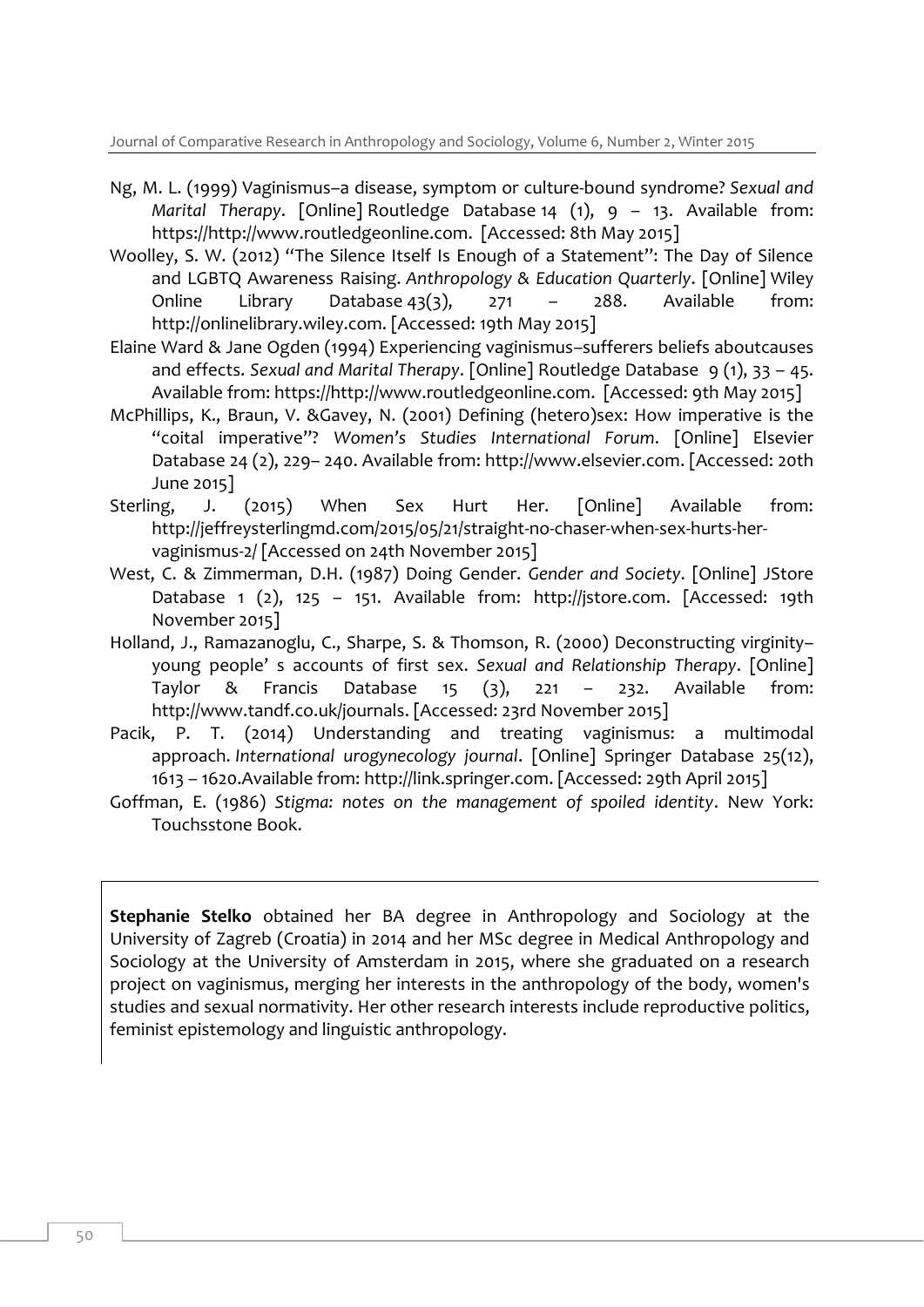Ng, M. L. (1999) Vaginismus–a disease, symptom or culture-bound syndrome? *Sexual and Marital Therapy*. [Online] Routledge Database 14 (1), 9 – 13. Available from: https://http://www.routledgeonline.com. [Accessed: 8th May 2015]

Woolley, S. W. (2012) "The Silence Itself Is Enough of a Statement": The Day of Silence and LGBTQ Awareness Raising. *Anthropology & Education Quarterly*. [Online] Wiley Online Library Database 43(3), 271 – 288. Available from: http://onlinelibrary.wiley.com. [Accessed: 19th May 2015]

Elaine Ward & Jane Ogden (1994) Experiencing vaginismus–sufferers beliefs aboutcauses and effects. *Sexual and Marital Therapy*. [Online] Routledge Database 9 (1), 33 – 45. Available from: https://http://www.routledgeonline.com. [Accessed: 9th May 2015]

McPhillips, K., Braun, V. &Gavey, N. (2001) Defining (hetero)sex: How imperative is the "coital imperative"? *Women's Studies International Forum*. [Online] Elsevier Database 24 (2), 229– 240. Available from: http://www.elsevier.com. [Accessed: 20th June 2015]

Sterling, J. (2015) When Sex Hurt Her. [Online] Available from: http://jeffreysterlingmd.com/2015/05/21/straight-no-chaser-when-sex-hurts-her-vaginismus-2/ [Accessed on 24th November 2015]

West, C. & Zimmerman, D.H. (1987) Doing Gender. *Gender and Society*. [Online] JStore Database 1 (2), 125 – 151. Available from: http://jstore.com. [Accessed: 19th November 2015]

Holland, J., Ramazanoglu, C., Sharpe, S. & Thomson, R. (2000) Deconstructing virginity– young people' s accounts of first sex. *Sexual and Relationship Therapy*. [Online] Taylor & Francis Database 15 (3), 221 – 232. Available from: http://www.tandf.co.uk/journals. [Accessed: 23rd November 2015]

Pacik, P. T. (2014) Understanding and treating vaginismus: a multimodal approach. *International urogynecology journal*. [Online] Springer Database 25(12), 1613 – 1620.Available from: http://link.springer.com. [Accessed: 29th April 2015]

Goffman, E. (1986) *Stigma: notes on the management of spoiled identity*. New York: Touchsstone Book.

---

**Stephanie Stelko** obtained her BA degree in Anthropology and Sociology at the University of Zagreb (Croatia) in 2014 and her MSc degree in Medical Anthropology and Sociology at the University of Amsterdam in 2015, where she graduated on a research project on vaginismus, merging her interests in the anthropology of the body, women's studies and sexual normativity. Her other research interests include reproductive politics, feminist epistemology and linguistic anthropology.